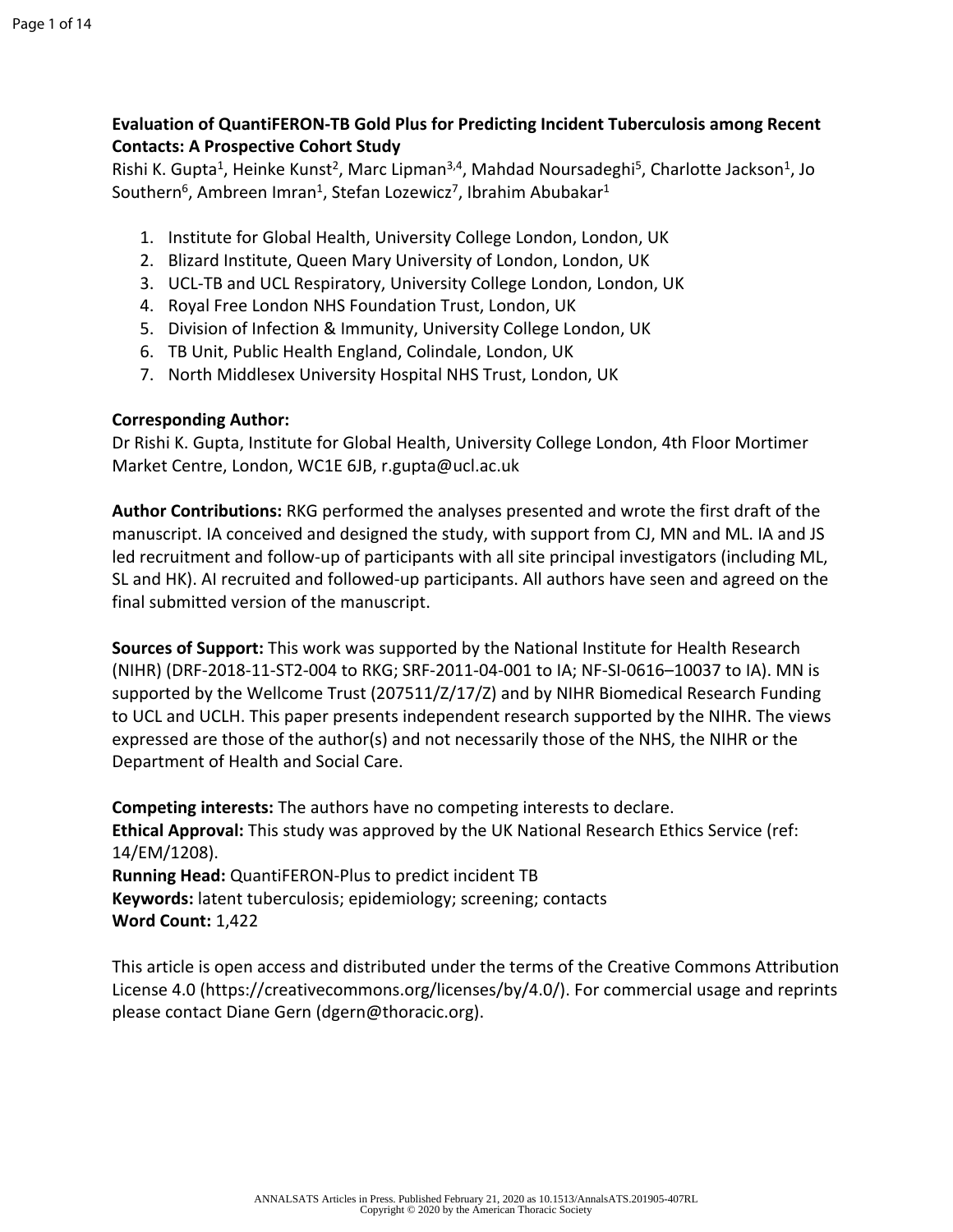**Evaluation of QuantiFERON-TB Gold Plus for Predicting Incident Tuberculosis among Recent Contacts: A Prospective Cohort Study**

Rishi K. Gupta[1], Heinke Kunst[2], Marc Lipman[3,4], Mahdad Noursadeghi[5], Charlotte Jackson[1], Jo Southern[6], Ambreen Imran[1], Stefan Lozewicz[7], Ibrahim Abubakar[1]

1. Institute for Global Health, University College London, London, UK
2. Blizard Institute, Queen Mary University of London, London, UK
3. UCL-TB and UCL Respiratory, University College London, London, UK
4. Royal Free London NHS Foundation Trust, London, UK
5. Division of Infection & Immunity, University College London, UK
6. TB Unit, Public Health England, Colindale, London, UK
7. North Middlesex University Hospital NHS Trust, London, UK

**Corresponding Author:**
Dr Rishi K. Gupta, Institute for Global Health, University College London, 4th Floor Mortimer Market Centre, London, WC1E 6JB, r.gupta@ucl.ac.uk

**Author Contributions:** RKG performed the analyses presented and wrote the first draft of the manuscript. IA conceived and designed the study, with support from CJ, MN and ML. IA and JS led recruitment and follow-up of participants with all site principal investigators (including ML, SL and HK). AI recruited and followed-up participants. All authors have seen and agreed on the final submitted version of the manuscript.

**Sources of Support:** This work was supported by the National Institute for Health Research (NIHR) (DRF-2018-11-ST2-004 to RKG; SRF-2011-04-001 to IA; NF-SI-0616–10037 to IA). MN is supported by the Wellcome Trust (207511/Z/17/Z) and by NIHR Biomedical Research Funding to UCL and UCLH. This paper presents independent research supported by the NIHR. The views expressed are those of the author(s) and not necessarily those of the NHS, the NIHR or the Department of Health and Social Care.

**Competing interests:** The authors have no competing interests to declare.
**Ethical Approval:** This study was approved by the UK National Research Ethics Service (ref: 14/EM/1208).
**Running Head:** QuantiFERON-Plus to predict incident TB
**Keywords:** latent tuberculosis; epidemiology; screening; contacts
**Word Count:** 1,422

This article is open access and distributed under the terms of the Creative Commons Attribution License 4.0 (https://creativecommons.org/licenses/by/4.0/). For commercial usage and reprints please contact Diane Gern (dgern@thoracic.org).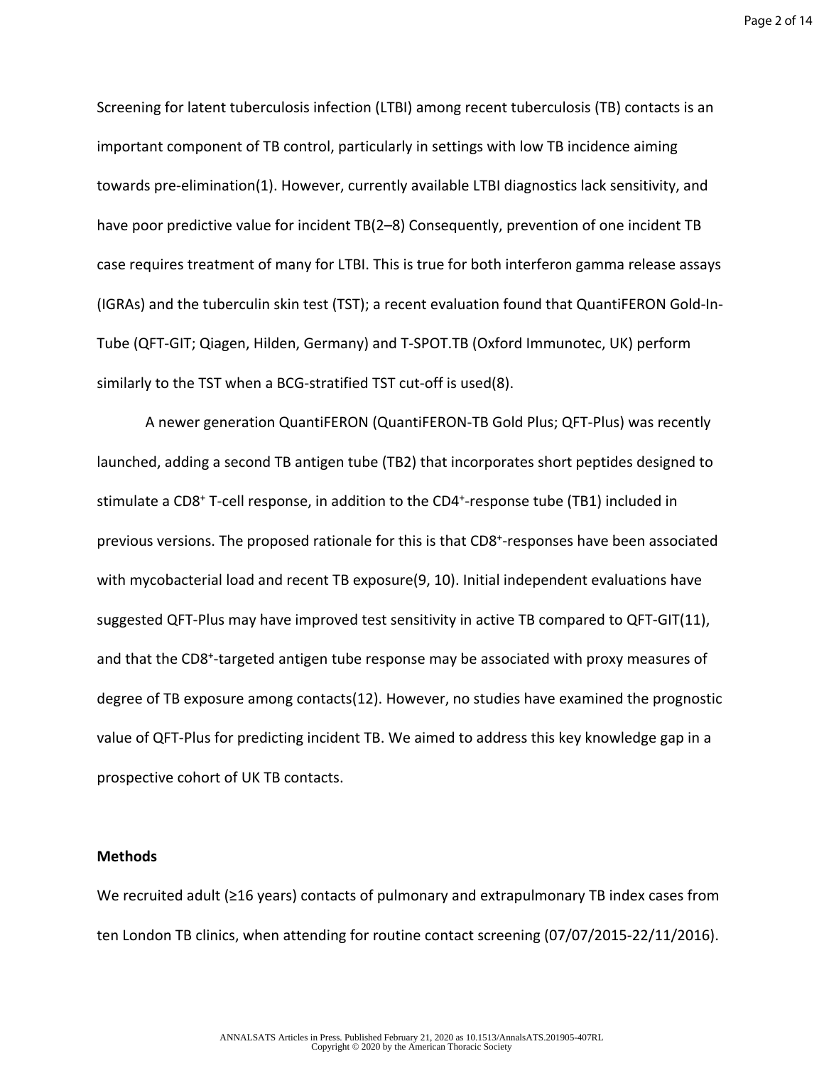Screening for latent tuberculosis infection (LTBI) among recent tuberculosis (TB) contacts is an important component of TB control, particularly in settings with low TB incidence aiming towards pre-elimination(1). However, currently available LTBI diagnostics lack sensitivity, and have poor predictive value for incident TB(2–8) Consequently, prevention of one incident TB case requires treatment of many for LTBI. This is true for both interferon gamma release assays (IGRAs) and the tuberculin skin test (TST); a recent evaluation found that QuantiFERON Gold-In-Tube (QFT-GIT; Qiagen, Hilden, Germany) and T-SPOT.TB (Oxford Immunotec, UK) perform similarly to the TST when a BCG-stratified TST cut-off is used(8).

A newer generation QuantiFERON (QuantiFERON-TB Gold Plus; QFT-Plus) was recently launched, adding a second TB antigen tube (TB2) that incorporates short peptides designed to stimulate a $CD8^{+}$ T-cell response, in addition to the $CD4^{+}$-response tube (TB1) included in previous versions. The proposed rationale for this is that $CD8^{+}$-responses have been associated with mycobacterial load and recent TB exposure(9, 10). Initial independent evaluations have suggested QFT-Plus may have improved test sensitivity in active TB compared to QFT-GIT(11), and that the $CD8^{+}$-targeted antigen tube response may be associated with proxy measures of degree of TB exposure among contacts(12). However, no studies have examined the prognostic value of QFT-Plus for predicting incident TB. We aimed to address this key knowledge gap in a prospective cohort of UK TB contacts.

**Methods**

We recruited adult (≥16 years) contacts of pulmonary and extrapulmonary TB index cases from ten London TB clinics, when attending for routine contact screening (07/07/2015-22/11/2016).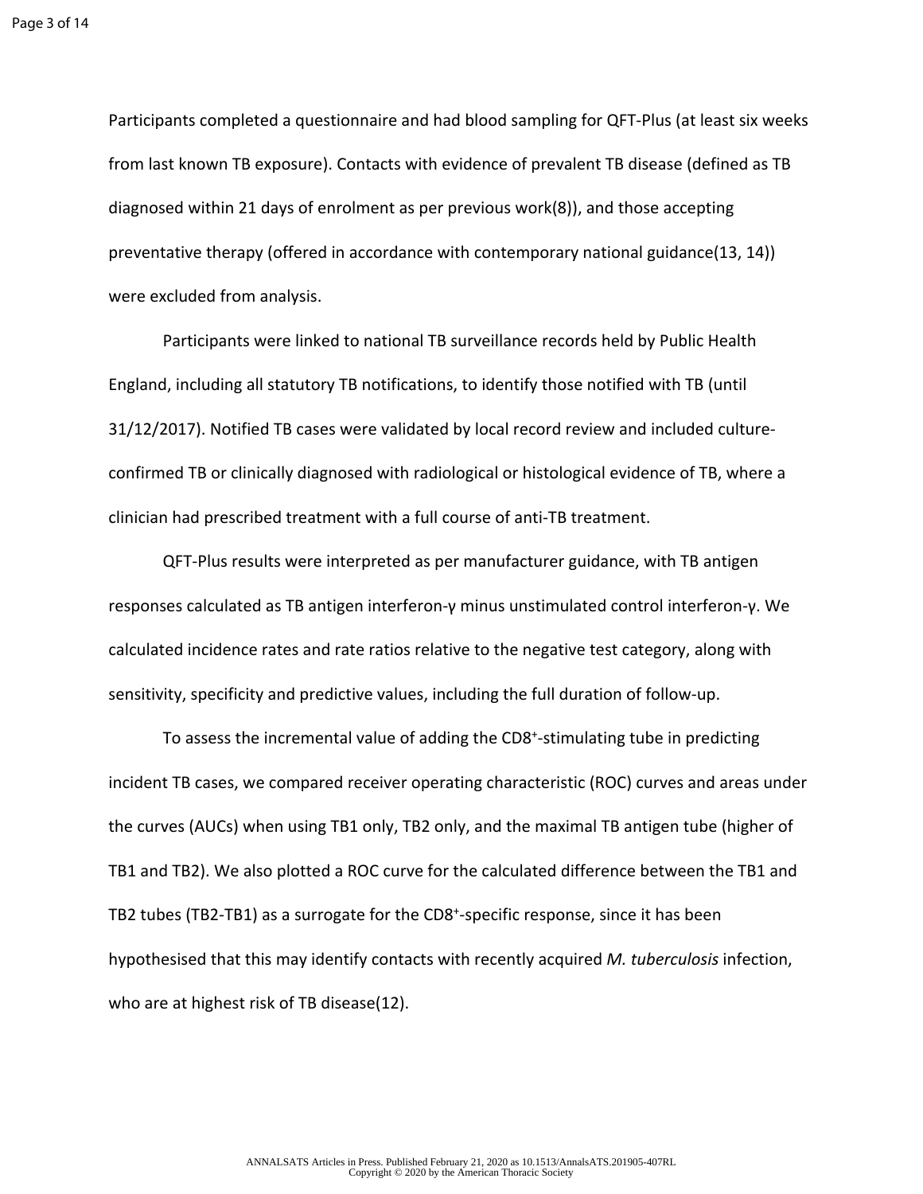Participants completed a questionnaire and had blood sampling for QFT-Plus (at least six weeks from last known TB exposure). Contacts with evidence of prevalent TB disease (defined as TB diagnosed within 21 days of enrolment as per previous work(8)), and those accepting preventative therapy (offered in accordance with contemporary national guidance(13, 14)) were excluded from analysis.

Participants were linked to national TB surveillance records held by Public Health England, including all statutory TB notifications, to identify those notified with TB (until 31/12/2017). Notified TB cases were validated by local record review and included culture-confirmed TB or clinically diagnosed with radiological or histological evidence of TB, where a clinician had prescribed treatment with a full course of anti-TB treatment.

QFT-Plus results were interpreted as per manufacturer guidance, with TB antigen responses calculated as TB antigen interferon-γ minus unstimulated control interferon-γ. We calculated incidence rates and rate ratios relative to the negative test category, along with sensitivity, specificity and predictive values, including the full duration of follow-up.

To assess the incremental value of adding the $CD8^{+}$-stimulating tube in predicting incident TB cases, we compared receiver operating characteristic (ROC) curves and areas under the curves (AUCs) when using TB1 only, TB2 only, and the maximal TB antigen tube (higher of TB1 and TB2). We also plotted a ROC curve for the calculated difference between the TB1 and TB2 tubes (TB2-TB1) as a surrogate for the $CD8^{+}$-specific response, since it has been hypothesised that this may identify contacts with recently acquired *M. tuberculosis* infection, who are at highest risk of TB disease(12).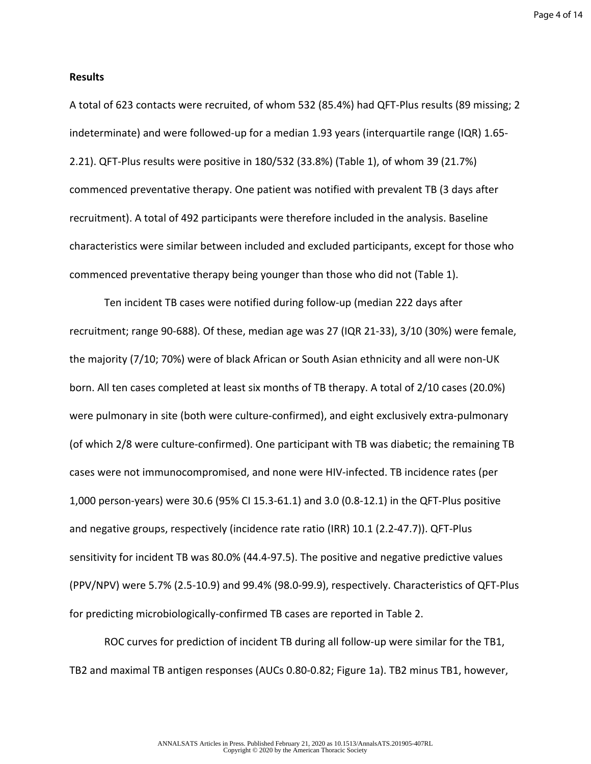**Results**

A total of 623 contacts were recruited, of whom 532 (85.4%) had QFT-Plus results (89 missing; 2 indeterminate) and were followed-up for a median 1.93 years (interquartile range (IQR) 1.65-2.21). QFT-Plus results were positive in 180/532 (33.8%) (Table 1), of whom 39 (21.7%) commenced preventative therapy. One patient was notified with prevalent TB (3 days after recruitment). A total of 492 participants were therefore included in the analysis. Baseline characteristics were similar between included and excluded participants, except for those who commenced preventative therapy being younger than those who did not (Table 1).

Ten incident TB cases were notified during follow-up (median 222 days after recruitment; range 90-688). Of these, median age was 27 (IQR 21-33), 3/10 (30%) were female, the majority (7/10; 70%) were of black African or South Asian ethnicity and all were non-UK born. All ten cases completed at least six months of TB therapy. A total of 2/10 cases (20.0%) were pulmonary in site (both were culture-confirmed), and eight exclusively extra-pulmonary (of which 2/8 were culture-confirmed). One participant with TB was diabetic; the remaining TB cases were not immunocompromised, and none were HIV-infected. TB incidence rates (per 1,000 person-years) were 30.6 (95% CI 15.3-61.1) and 3.0 (0.8-12.1) in the QFT-Plus positive and negative groups, respectively (incidence rate ratio (IRR) 10.1 (2.2-47.7)). QFT-Plus sensitivity for incident TB was 80.0% (44.4-97.5). The positive and negative predictive values (PPV/NPV) were 5.7% (2.5-10.9) and 99.4% (98.0-99.9), respectively. Characteristics of QFT-Plus for predicting microbiologically-confirmed TB cases are reported in Table 2.

ROC curves for prediction of incident TB during all follow-up were similar for the TB1, TB2 and maximal TB antigen responses (AUCs 0.80-0.82; Figure 1a). TB2 minus TB1, however,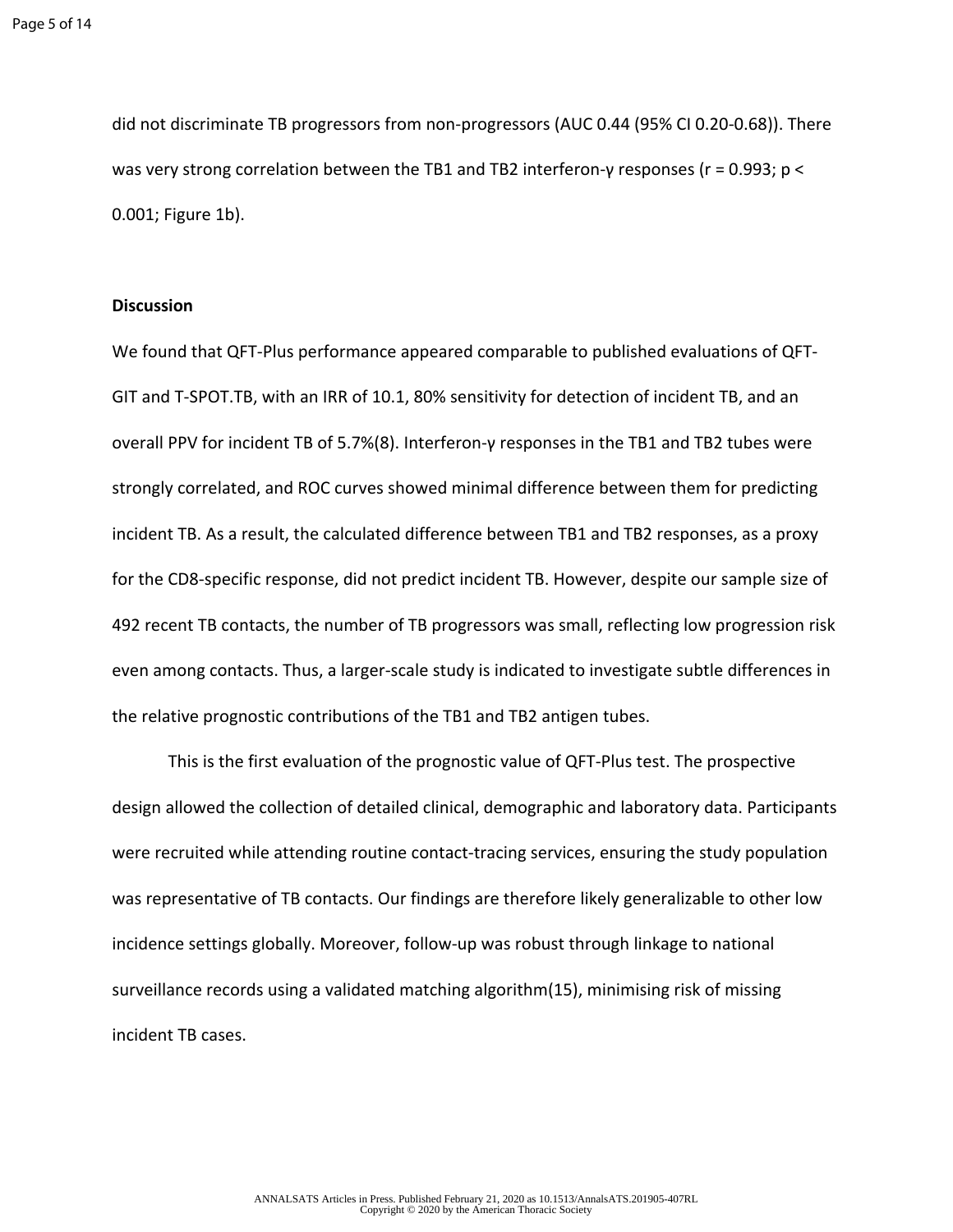did not discriminate TB progressors from non-progressors (AUC 0.44 (95% CI 0.20-0.68)). There was very strong correlation between the TB1 and TB2 interferon-γ responses ($r = 0.993$; $p < 0.001$; Figure 1b).

**Discussion**

We found that QFT-Plus performance appeared comparable to published evaluations of QFT-GIT and T-SPOT.TB, with an IRR of 10.1, 80% sensitivity for detection of incident TB, and an overall PPV for incident TB of 5.7%(8). Interferon-γ responses in the TB1 and TB2 tubes were strongly correlated, and ROC curves showed minimal difference between them for predicting incident TB. As a result, the calculated difference between TB1 and TB2 responses, as a proxy for the CD8-specific response, did not predict incident TB. However, despite our sample size of 492 recent TB contacts, the number of TB progressors was small, reflecting low progression risk even among contacts. Thus, a larger-scale study is indicated to investigate subtle differences in the relative prognostic contributions of the TB1 and TB2 antigen tubes.

This is the first evaluation of the prognostic value of QFT-Plus test. The prospective design allowed the collection of detailed clinical, demographic and laboratory data. Participants were recruited while attending routine contact-tracing services, ensuring the study population was representative of TB contacts. Our findings are therefore likely generalizable to other low incidence settings globally. Moreover, follow-up was robust through linkage to national surveillance records using a validated matching algorithm(15), minimising risk of missing incident TB cases.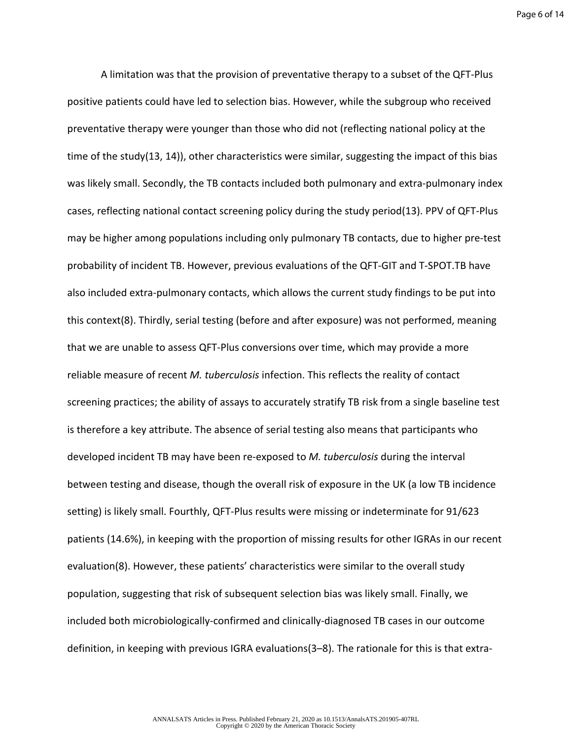A limitation was that the provision of preventative therapy to a subset of the QFT-Plus positive patients could have led to selection bias. However, while the subgroup who received preventative therapy were younger than those who did not (reflecting national policy at the time of the study(13, 14)), other characteristics were similar, suggesting the impact of this bias was likely small. Secondly, the TB contacts included both pulmonary and extra-pulmonary index cases, reflecting national contact screening policy during the study period(13). PPV of QFT-Plus may be higher among populations including only pulmonary TB contacts, due to higher pre-test probability of incident TB. However, previous evaluations of the QFT-GIT and T-SPOT.TB have also included extra-pulmonary contacts, which allows the current study findings to be put into this context(8). Thirdly, serial testing (before and after exposure) was not performed, meaning that we are unable to assess QFT-Plus conversions over time, which may provide a more reliable measure of recent *M. tuberculosis* infection. This reflects the reality of contact screening practices; the ability of assays to accurately stratify TB risk from a single baseline test is therefore a key attribute. The absence of serial testing also means that participants who developed incident TB may have been re-exposed to *M. tuberculosis* during the interval between testing and disease, though the overall risk of exposure in the UK (a low TB incidence setting) is likely small. Fourthly, QFT-Plus results were missing or indeterminate for 91/623 patients (14.6%), in keeping with the proportion of missing results for other IGRAs in our recent evaluation(8). However, these patients' characteristics were similar to the overall study population, suggesting that risk of subsequent selection bias was likely small. Finally, we included both microbiologically-confirmed and clinically-diagnosed TB cases in our outcome definition, in keeping with previous IGRA evaluations(3–8). The rationale for this is that extra-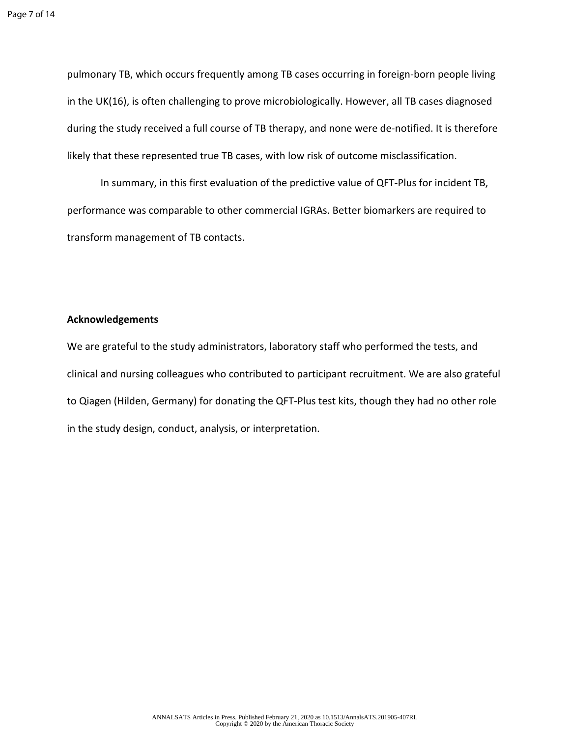pulmonary TB, which occurs frequently among TB cases occurring in foreign-born people living in the UK(16), is often challenging to prove microbiologically. However, all TB cases diagnosed during the study received a full course of TB therapy, and none were de-notified. It is therefore likely that these represented true TB cases, with low risk of outcome misclassification.

In summary, in this first evaluation of the predictive value of QFT-Plus for incident TB, performance was comparable to other commercial IGRAs. Better biomarkers are required to transform management of TB contacts.

**Acknowledgements**

We are grateful to the study administrators, laboratory staff who performed the tests, and clinical and nursing colleagues who contributed to participant recruitment. We are also grateful to Qiagen (Hilden, Germany) for donating the QFT-Plus test kits, though they had no other role in the study design, conduct, analysis, or interpretation.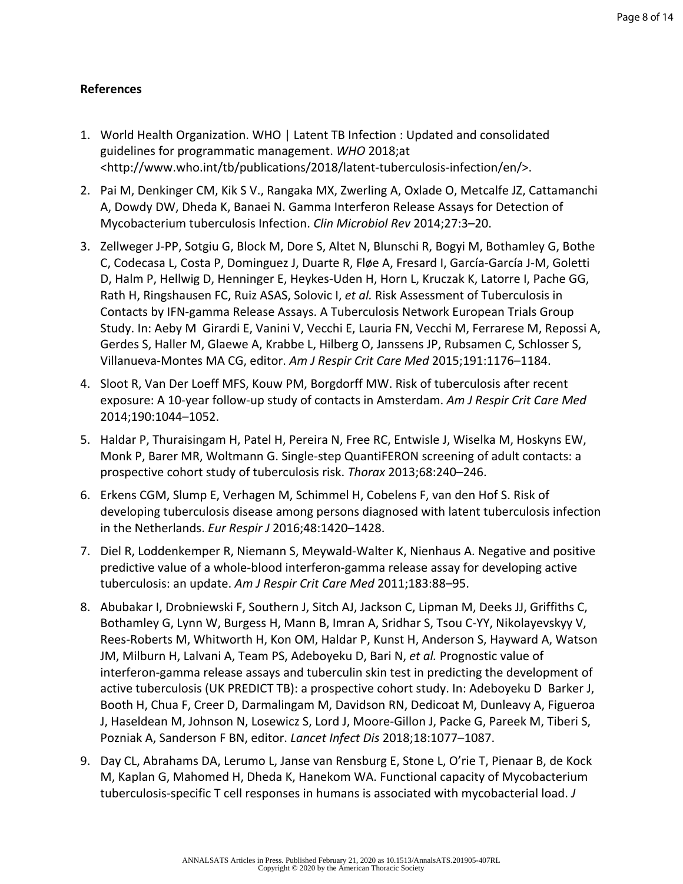**References**

1. World Health Organization. WHO | Latent TB Infection : Updated and consolidated guidelines for programmatic management. *WHO* 2018;at <http://www.who.int/tb/publications/2018/latent-tuberculosis-infection/en/>.
2. Pai M, Denkinger CM, Kik S V., Rangaka MX, Zwerling A, Oxlade O, Metcalfe JZ, Cattamanchi A, Dowdy DW, Dheda K, Banaei N. Gamma Interferon Release Assays for Detection of Mycobacterium tuberculosis Infection. *Clin Microbiol Rev* 2014;27:3–20.
3. Zellweger J-PP, Sotgiu G, Block M, Dore S, Altet N, Blunschi R, Bogyi M, Bothamley G, Bothe C, Codecasa L, Costa P, Dominguez J, Duarte R, Fløe A, Fresard I, García-García J-M, Goletti D, Halm P, Hellwig D, Henninger E, Heykes-Uden H, Horn L, Kruczak K, Latorre I, Pache GG, Rath H, Ringshausen FC, Ruiz ASAS, Solovic I, *et al.* Risk Assessment of Tuberculosis in Contacts by IFN-gamma Release Assays. A Tuberculosis Network European Trials Group Study. In: Aeby M Girardi E, Vanini V, Vecchi E, Lauria FN, Vecchi M, Ferrarese M, Repossi A, Gerdes S, Haller M, Glaewe A, Krabbe L, Hilberg O, Janssens JP, Rubsamen C, Schlosser S, Villanueva-Montes MA CG, editor. *Am J Respir Crit Care Med* 2015;191:1176–1184.
4. Sloot R, Van Der Loeff MFS, Kouw PM, Borgdorff MW. Risk of tuberculosis after recent exposure: A 10-year follow-up study of contacts in Amsterdam. *Am J Respir Crit Care Med* 2014;190:1044–1052.
5. Haldar P, Thuraisingam H, Patel H, Pereira N, Free RC, Entwisle J, Wiselka M, Hoskyns EW, Monk P, Barer MR, Woltmann G. Single-step QuantiFERON screening of adult contacts: a prospective cohort study of tuberculosis risk. *Thorax* 2013;68:240–246.
6. Erkens CGM, Slump E, Verhagen M, Schimmel H, Cobelens F, van den Hof S. Risk of developing tuberculosis disease among persons diagnosed with latent tuberculosis infection in the Netherlands. *Eur Respir J* 2016;48:1420–1428.
7. Diel R, Loddenkemper R, Niemann S, Meywald-Walter K, Nienhaus A. Negative and positive predictive value of a whole-blood interferon-gamma release assay for developing active tuberculosis: an update. *Am J Respir Crit Care Med* 2011;183:88–95.
8. Abubakar I, Drobniewski F, Southern J, Sitch AJ, Jackson C, Lipman M, Deeks JJ, Griffiths C, Bothamley G, Lynn W, Burgess H, Mann B, Imran A, Sridhar S, Tsou C-YY, Nikolayevskyy V, Rees-Roberts M, Whitworth H, Kon OM, Haldar P, Kunst H, Anderson S, Hayward A, Watson JM, Milburn H, Lalvani A, Team PS, Adeboyeku D, Bari N, *et al.* Prognostic value of interferon-gamma release assays and tuberculin skin test in predicting the development of active tuberculosis (UK PREDICT TB): a prospective cohort study. In: Adeboyeku D Barker J, Booth H, Chua F, Creer D, Darmalingam M, Davidson RN, Dedicoat M, Dunleavy A, Figueroa J, Haseldean M, Johnson N, Losewicz S, Lord J, Moore-Gillon J, Packe G, Pareek M, Tiberi S, Pozniak A, Sanderson F BN, editor. *Lancet Infect Dis* 2018;18:1077–1087.
9. Day CL, Abrahams DA, Lerumo L, Janse van Rensburg E, Stone L, O'rie T, Pienaar B, de Kock M, Kaplan G, Mahomed H, Dheda K, Hanekom WA. Functional capacity of Mycobacterium tuberculosis-specific T cell responses in humans is associated with mycobacterial load. *J*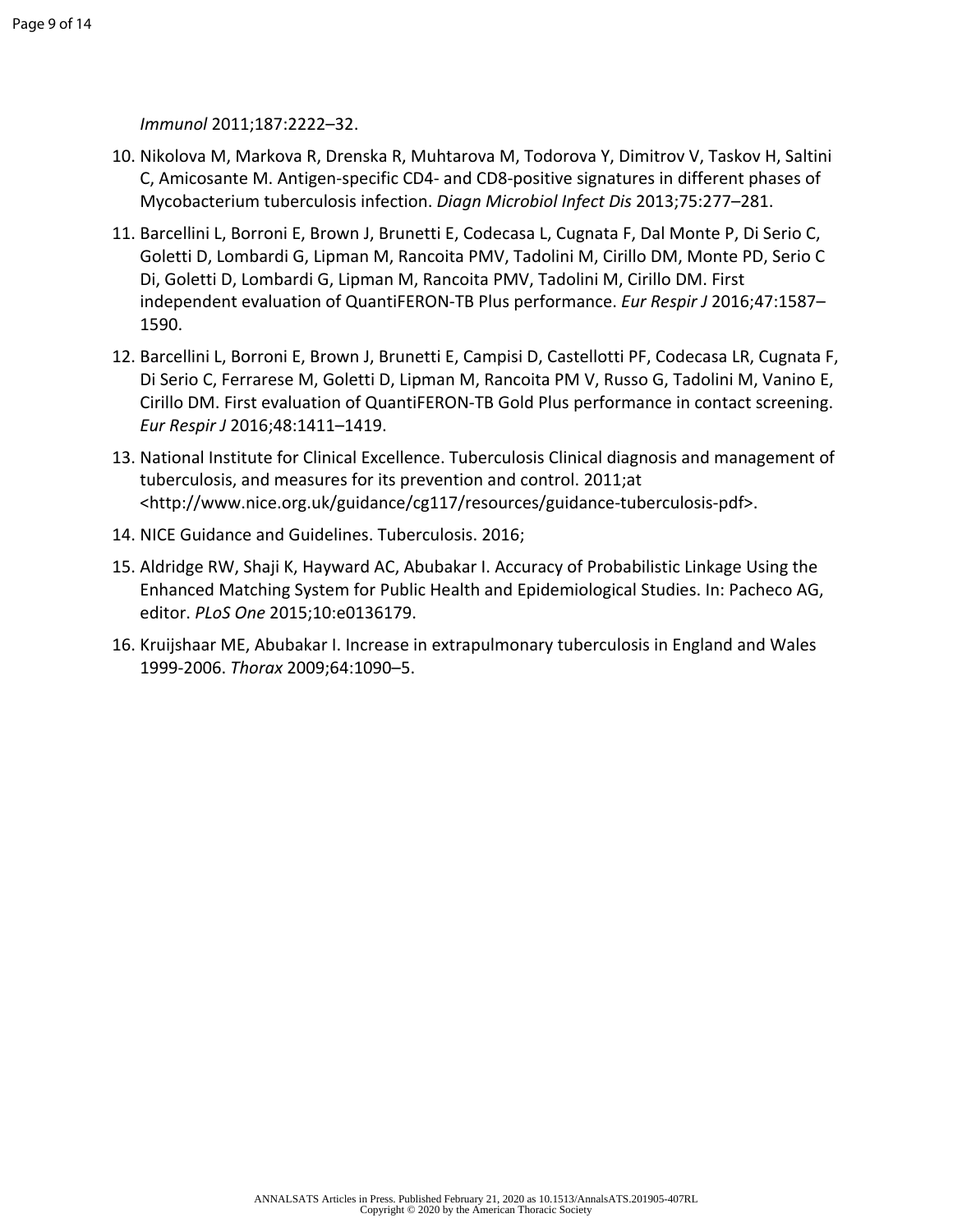*Immunol* 2011;187:2222–32.

10. Nikolova M, Markova R, Drenska R, Muhtarova M, Todorova Y, Dimitrov V, Taskov H, Saltini C, Amicosante M. Antigen-specific CD4- and CD8-positive signatures in different phases of Mycobacterium tuberculosis infection. *Diagn Microbiol Infect Dis* 2013;75:277–281.
11. Barcellini L, Borroni E, Brown J, Brunetti E, Codecasa L, Cugnata F, Dal Monte P, Di Serio C, Goletti D, Lombardi G, Lipman M, Rancoita PMV, Tadolini M, Cirillo DM, Monte PD, Serio C Di, Goletti D, Lombardi G, Lipman M, Rancoita PMV, Tadolini M, Cirillo DM. First independent evaluation of QuantiFERON-TB Plus performance. *Eur Respir J* 2016;47:1587–1590.
12. Barcellini L, Borroni E, Brown J, Brunetti E, Campisi D, Castellotti PF, Codecasa LR, Cugnata F, Di Serio C, Ferrarese M, Goletti D, Lipman M, Rancoita PM V, Russo G, Tadolini M, Vanino E, Cirillo DM. First evaluation of QuantiFERON-TB Gold Plus performance in contact screening. *Eur Respir J* 2016;48:1411–1419.
13. National Institute for Clinical Excellence. Tuberculosis Clinical diagnosis and management of tuberculosis, and measures for its prevention and control. 2011;at <http://www.nice.org.uk/guidance/cg117/resources/guidance-tuberculosis-pdf>.
14. NICE Guidance and Guidelines. Tuberculosis. 2016;
15. Aldridge RW, Shaji K, Hayward AC, Abubakar I. Accuracy of Probabilistic Linkage Using the Enhanced Matching System for Public Health and Epidemiological Studies. In: Pacheco AG, editor. *PLoS One* 2015;10:e0136179.
16. Kruijshaar ME, Abubakar I. Increase in extrapulmonary tuberculosis in England and Wales 1999-2006. *Thorax* 2009;64:1090–5.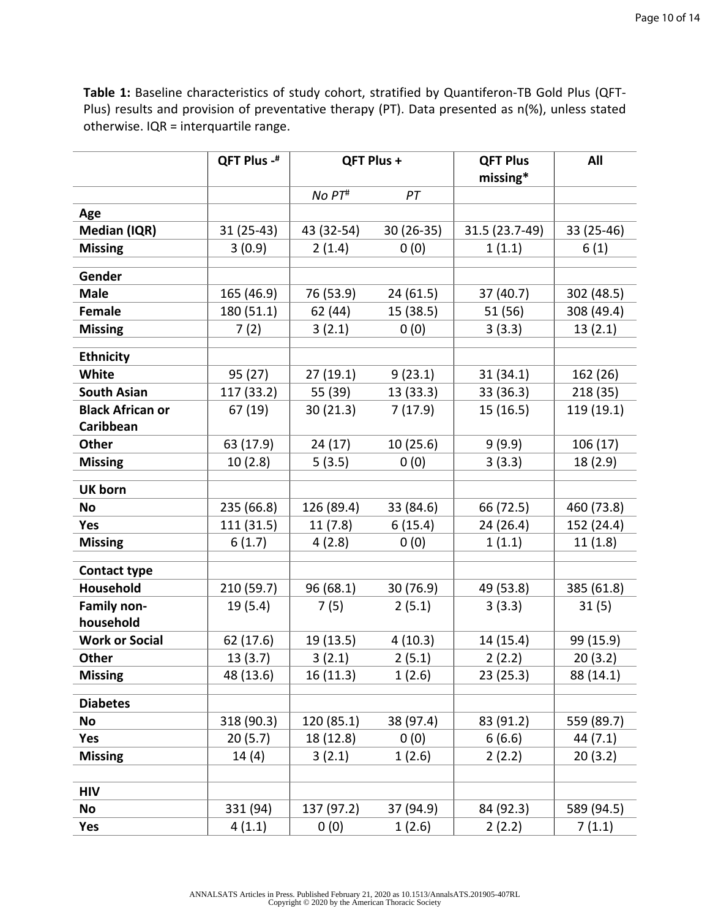**Table 1:** Baseline characteristics of study cohort, stratified by Quantiferon-TB Gold Plus (QFT-Plus) results and provision of preventative therapy (PT). Data presented as n(%), unless stated otherwise. IQR = interquartile range.

| | QFT Plus -[#] | QFT Plus + | | QFT Plus missing* | All |
|---|---|---|---|---|---|
| | | *No PT[#]* | *PT* | | |
| **Age** | | | | | |
| **Median (IQR)** | 31 (25-43) | 43 (32-54) | 30 (26-35) | 31.5 (23.7-49) | 33 (25-46) |
| **Missing** | 3 (0.9) | 2 (1.4) | 0 (0) | 1 (1.1) | 6 (1) |
| **Gender** | | | | | |
| **Male** | 165 (46.9) | 76 (53.9) | 24 (61.5) | 37 (40.7) | 302 (48.5) |
| **Female** | 180 (51.1) | 62 (44) | 15 (38.5) | 51 (56) | 308 (49.4) |
| **Missing** | 7 (2) | 3 (2.1) | 0 (0) | 3 (3.3) | 13 (2.1) |
| **Ethnicity** | | | | | |
| **White** | 95 (27) | 27 (19.1) | 9 (23.1) | 31 (34.1) | 162 (26) |
| **South Asian** | 117 (33.2) | 55 (39) | 13 (33.3) | 33 (36.3) | 218 (35) |
| **Black African or Caribbean** | 67 (19) | 30 (21.3) | 7 (17.9) | 15 (16.5) | 119 (19.1) |
| **Other** | 63 (17.9) | 24 (17) | 10 (25.6) | 9 (9.9) | 106 (17) |
| **Missing** | 10 (2.8) | 5 (3.5) | 0 (0) | 3 (3.3) | 18 (2.9) |
| **UK born** | | | | | |
| **No** | 235 (66.8) | 126 (89.4) | 33 (84.6) | 66 (72.5) | 460 (73.8) |
| **Yes** | 111 (31.5) | 11 (7.8) | 6 (15.4) | 24 (26.4) | 152 (24.4) |
| **Missing** | 6 (1.7) | 4 (2.8) | 0 (0) | 1 (1.1) | 11 (1.8) |
| **Contact type** | | | | | |
| **Household** | 210 (59.7) | 96 (68.1) | 30 (76.9) | 49 (53.8) | 385 (61.8) |
| **Family non-household** | 19 (5.4) | 7 (5) | 2 (5.1) | 3 (3.3) | 31 (5) |
| **Work or Social** | 62 (17.6) | 19 (13.5) | 4 (10.3) | 14 (15.4) | 99 (15.9) |
| **Other** | 13 (3.7) | 3 (2.1) | 2 (5.1) | 2 (2.2) | 20 (3.2) |
| **Missing** | 48 (13.6) | 16 (11.3) | 1 (2.6) | 23 (25.3) | 88 (14.1) |
| **Diabetes** | | | | | |
| **No** | 318 (90.3) | 120 (85.1) | 38 (97.4) | 83 (91.2) | 559 (89.7) |
| **Yes** | 20 (5.7) | 18 (12.8) | 0 (0) | 6 (6.6) | 44 (7.1) |
| **Missing** | 14 (4) | 3 (2.1) | 1 (2.6) | 2 (2.2) | 20 (3.2) |
| **HIV** | | | | | |
| **No** | 331 (94) | 137 (97.2) | 37 (94.9) | 84 (92.3) | 589 (94.5) |
| **Yes** | 4 (1.1) | 0 (0) | 1 (2.6) | 2 (2.2) | 7 (1.1) |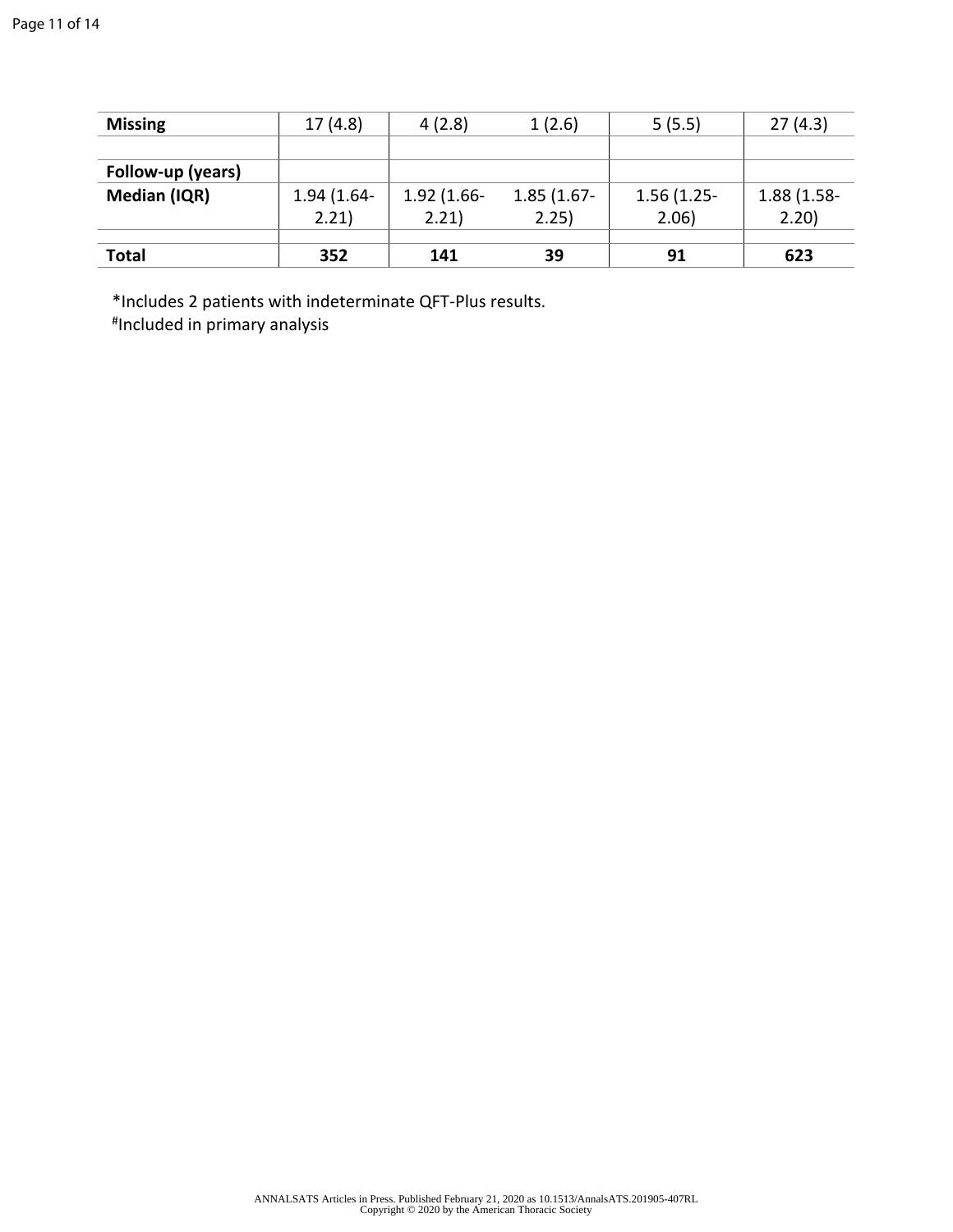| | | | | | |
|---|---|---|---|---|---|
| **Missing** | 17 (4.8) | 4 (2.8) | 1 (2.6) | 5 (5.5) | 27 (4.3) |
| | | | | | |
| **Follow-up (years)** | | | | | |
| **Median (IQR)** | 1.94 (1.64-2.21) | 1.92 (1.66-2.21) | 1.85 (1.67-2.25) | 1.56 (1.25-2.06) | 1.88 (1.58-2.20) |
| | | | | | |
| **Total** | **352** | **141** | **39** | **91** | **623** |

*Includes 2 patients with indeterminate QFT-Plus results.
#Included in primary analysis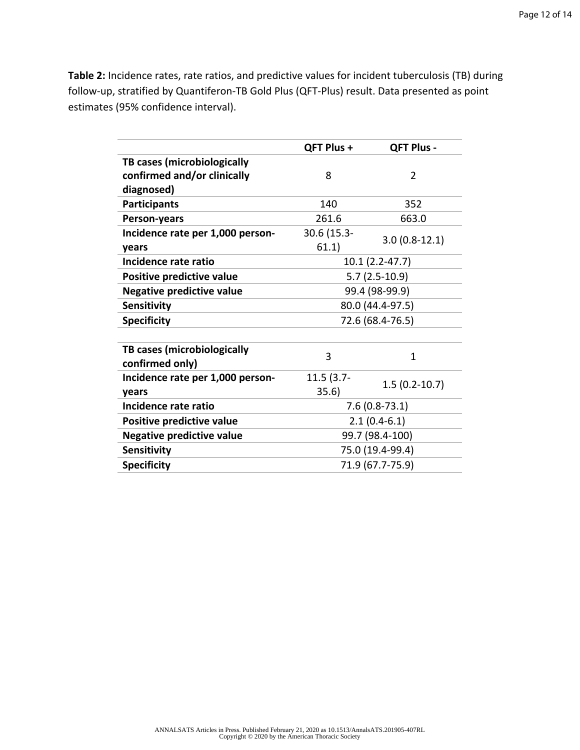**Table 2:** Incidence rates, rate ratios, and predictive values for incident tuberculosis (TB) during follow-up, stratified by Quantiferon-TB Gold Plus (QFT-Plus) result. Data presented as point estimates (95% confidence interval).

| | QFT Plus + | QFT Plus - |
|---|---|---|
| **TB cases (microbiologically confirmed and/or clinically diagnosed)** | 8 | 2 |
| **Participants** | 140 | 352 |
| **Person-years** | 261.6 | 663.0 |
| **Incidence rate per 1,000 person-years** | 30.6 (15.3-61.1) | 3.0 (0.8-12.1) |
| **Incidence rate ratio** | 10.1 (2.2-47.7) | |
| **Positive predictive value** | 5.7 (2.5-10.9) | |
| **Negative predictive value** | 99.4 (98-99.9) | |
| **Sensitivity** | 80.0 (44.4-97.5) | |
| **Specificity** | 72.6 (68.4-76.5) | |
| | | |
| **TB cases (microbiologically confirmed only)** | 3 | 1 |
| **Incidence rate per 1,000 person-years** | 11.5 (3.7-35.6) | 1.5 (0.2-10.7) |
| **Incidence rate ratio** | 7.6 (0.8-73.1) | |
| **Positive predictive value** | 2.1 (0.4-6.1) | |
| **Negative predictive value** | 99.7 (98.4-100) | |
| **Sensitivity** | 75.0 (19.4-99.4) | |
| **Specificity** | 71.9 (67.7-75.9) | |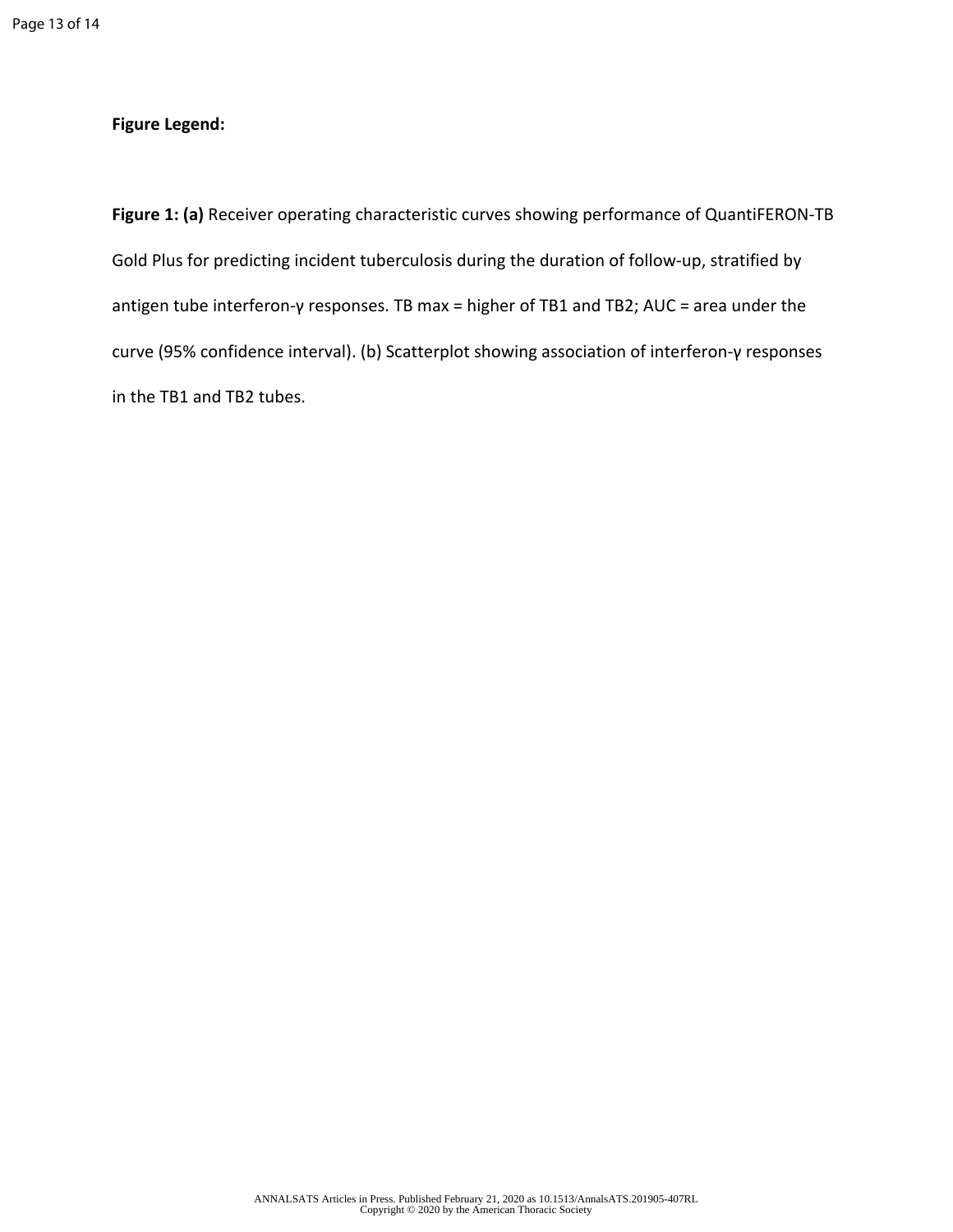**Figure Legend:**

**Figure 1: (a)** Receiver operating characteristic curves showing performance of QuantiFERON-TB Gold Plus for predicting incident tuberculosis during the duration of follow-up, stratified by antigen tube interferon-γ responses. TB max = higher of TB1 and TB2; AUC = area under the curve (95% confidence interval). (b) Scatterplot showing association of interferon-γ responses in the TB1 and TB2 tubes.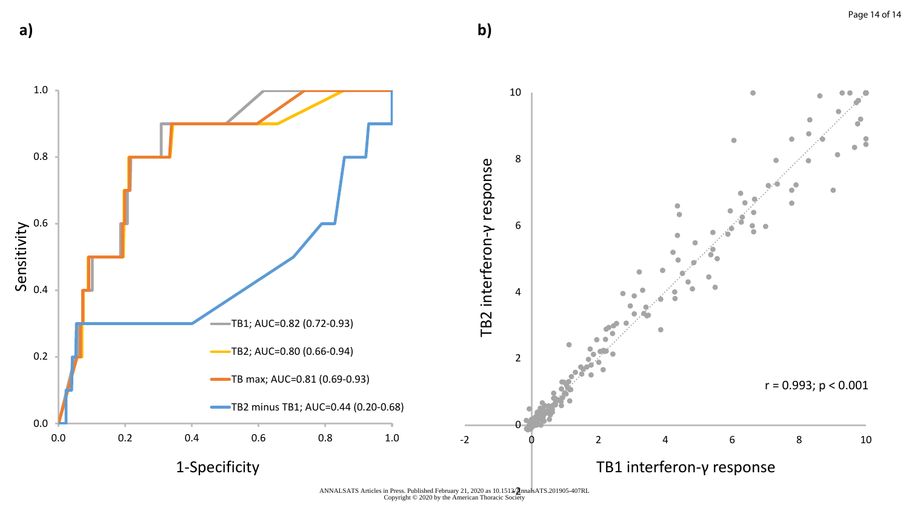a)

1.0
0.8
0.6
0.4
0.2
0.0

Sensitivity

0.0
0.2
0.4
0.6
0.8
1.0

1-Specificity

TB1; AUC=0.82 (0.72-0.93)

TB2; AUC=0.80 (0.66-0.94)

TB max; AUC=0.81 (0.69-0.93)

TB2 minus TB1; AUC=0.44 (0.20-0.68)

b)

10
8
6
4
2
0
-2

TB2 interferon-γ response

-2
0
2
4
6
8
10

TB1 interferon-γ response

r = 0.993; p < 0.001